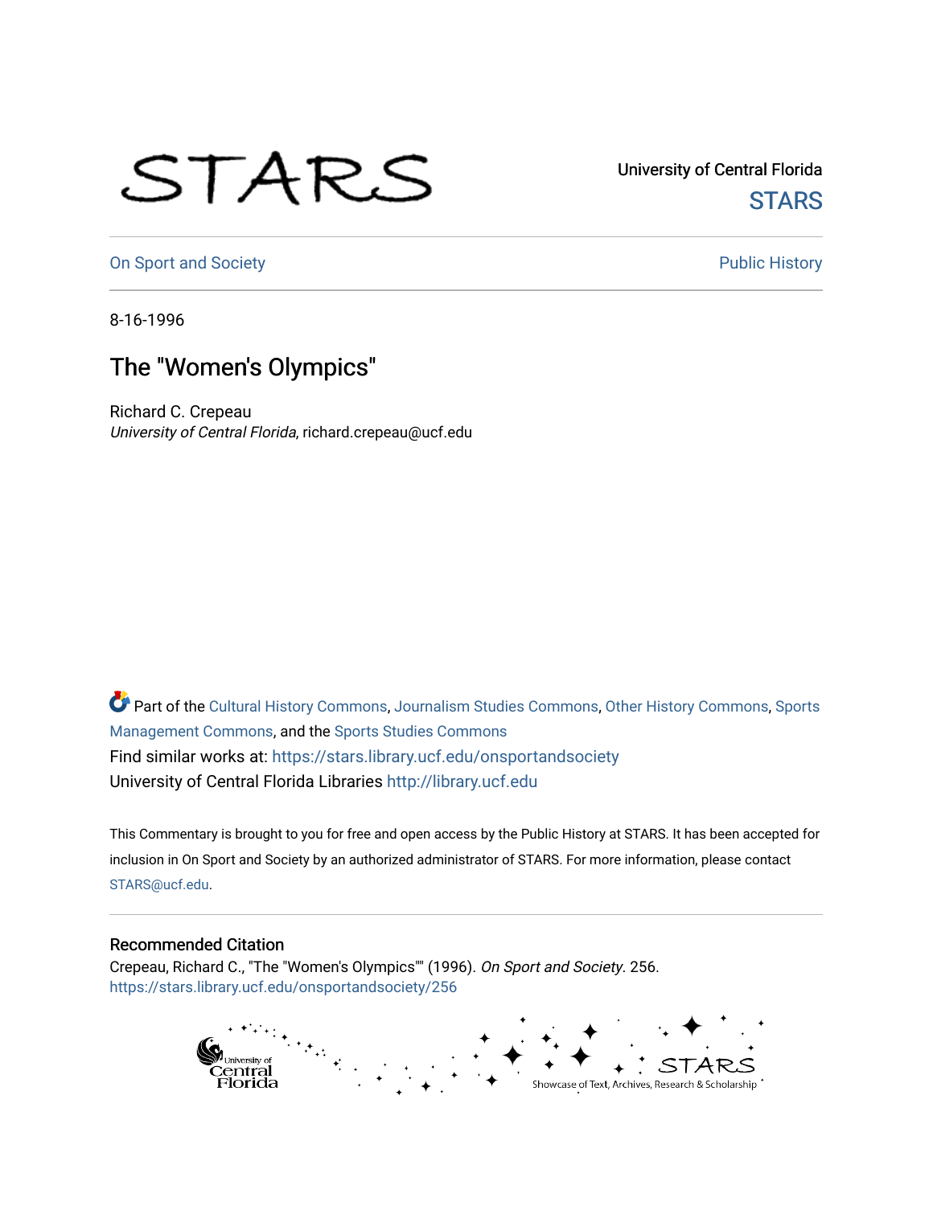University of Central Florida

STARS

On Sport and Society

Public History

8-16-1996

# The "Women's Olympics"

Richard C. Crepeau
*University of Central Florida*, richard.crepeau@ucf.edu

Part of the Cultural History Commons, Journalism Studies Commons, Other History Commons, Sports Management Commons, and the Sports Studies Commons

Find similar works at: https://stars.library.ucf.edu/onsportandsociety

University of Central Florida Libraries http://library.ucf.edu

This Commentary is brought to you for free and open access by the Public History at STARS. It has been accepted for inclusion in On Sport and Society by an authorized administrator of STARS. For more information, please contact STARS@ucf.edu.

## Recommended Citation

Crepeau, Richard C., "The "Women's Olympics"" (1996). *On Sport and Society*. 256.
https://stars.library.ucf.edu/onsportandsociety/256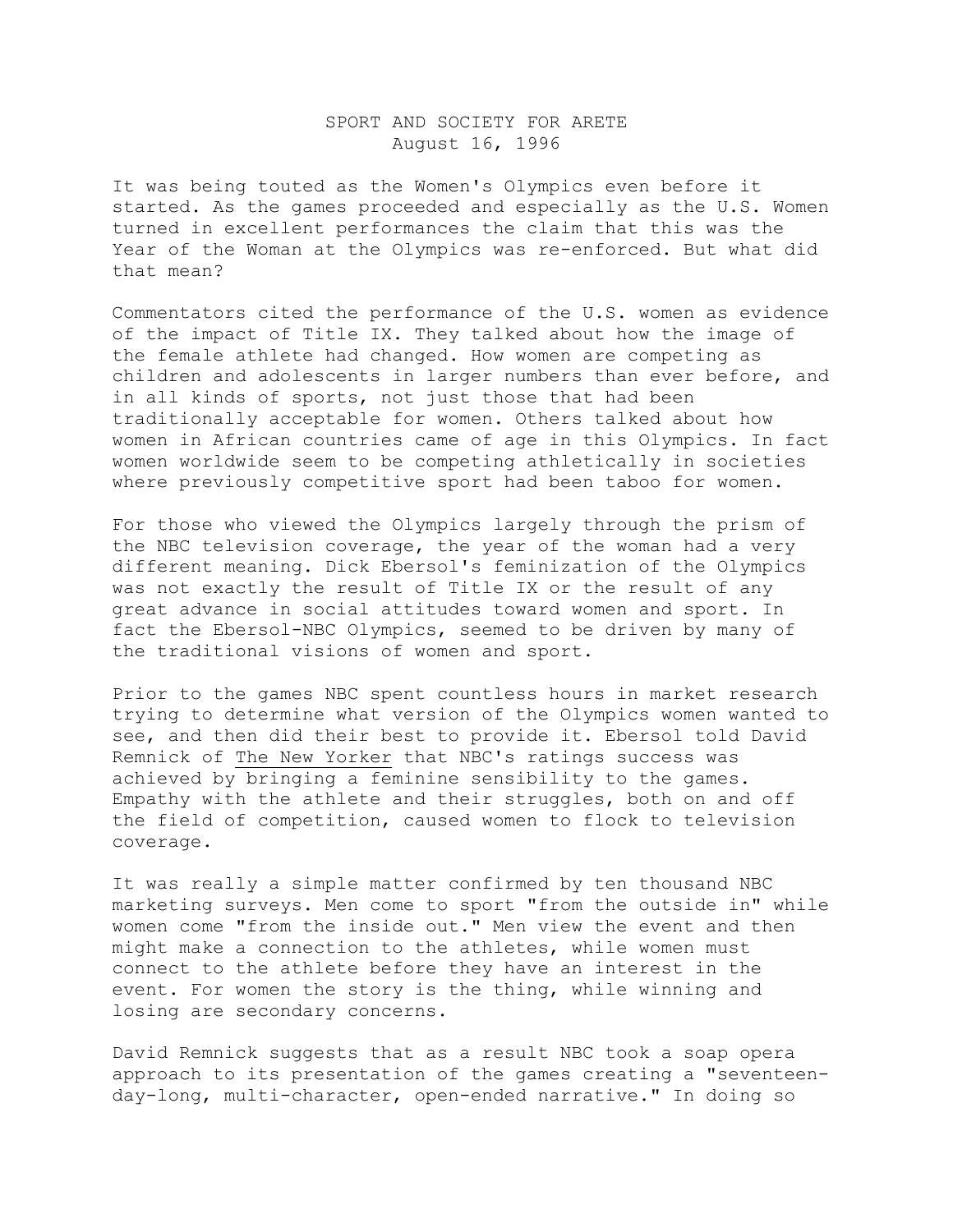# SPORT AND SOCIETY FOR ARETE
August 16, 1996

It was being touted as the Women's Olympics even before it started. As the games proceeded and especially as the U.S. Women turned in excellent performances the claim that this was the Year of the Woman at the Olympics was re-enforced. But what did that mean?

Commentators cited the performance of the U.S. women as evidence of the impact of Title IX. They talked about how the image of the female athlete had changed. How women are competing as children and adolescents in larger numbers than ever before, and in all kinds of sports, not just those that had been traditionally acceptable for women. Others talked about how women in African countries came of age in this Olympics. In fact women worldwide seem to be competing athletically in societies where previously competitive sport had been taboo for women.

For those who viewed the Olympics largely through the prism of the NBC television coverage, the year of the woman had a very different meaning. Dick Ebersol's feminization of the Olympics was not exactly the result of Title IX or the result of any great advance in social attitudes toward women and sport. In fact the Ebersol-NBC Olympics, seemed to be driven by many of the traditional visions of women and sport.

Prior to the games NBC spent countless hours in market research trying to determine what version of the Olympics women wanted to see, and then did their best to provide it. Ebersol told David Remnick of The New Yorker that NBC's ratings success was achieved by bringing a feminine sensibility to the games. Empathy with the athlete and their struggles, both on and off the field of competition, caused women to flock to television coverage.

It was really a simple matter confirmed by ten thousand NBC marketing surveys. Men come to sport "from the outside in" while women come "from the inside out." Men view the event and then might make a connection to the athletes, while women must connect to the athlete before they have an interest in the event. For women the story is the thing, while winning and losing are secondary concerns.

David Remnick suggests that as a result NBC took a soap opera approach to its presentation of the games creating a "seventeen-day-long, multi-character, open-ended narrative." In doing so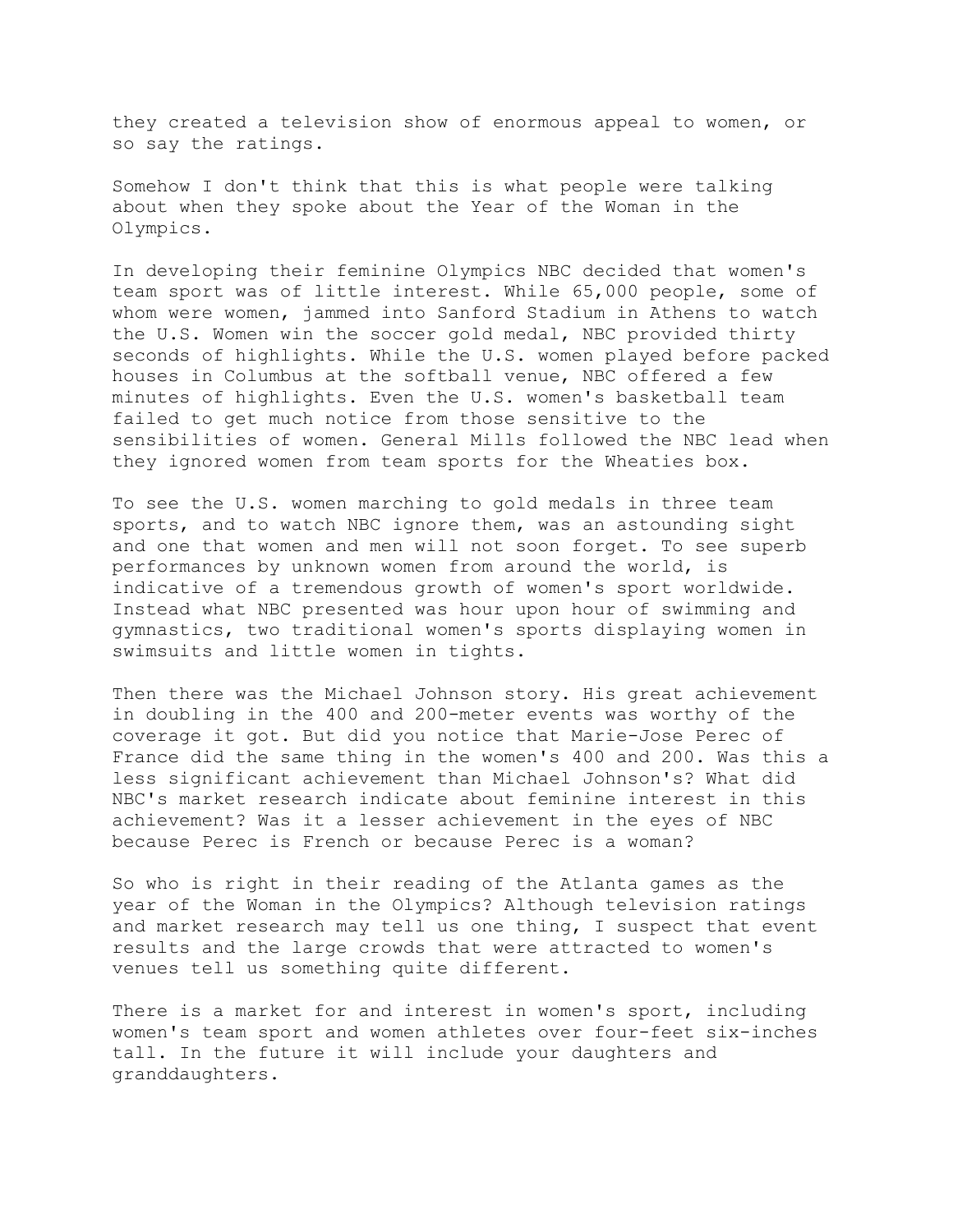they created a television show of enormous appeal to women, or so say the ratings.

Somehow I don't think that this is what people were talking about when they spoke about the Year of the Woman in the Olympics.

In developing their feminine Olympics NBC decided that women's team sport was of little interest. While 65,000 people, some of whom were women, jammed into Sanford Stadium in Athens to watch the U.S. Women win the soccer gold medal, NBC provided thirty seconds of highlights. While the U.S. women played before packed houses in Columbus at the softball venue, NBC offered a few minutes of highlights. Even the U.S. women's basketball team failed to get much notice from those sensitive to the sensibilities of women. General Mills followed the NBC lead when they ignored women from team sports for the Wheaties box.

To see the U.S. women marching to gold medals in three team sports, and to watch NBC ignore them, was an astounding sight and one that women and men will not soon forget. To see superb performances by unknown women from around the world, is indicative of a tremendous growth of women's sport worldwide. Instead what NBC presented was hour upon hour of swimming and gymnastics, two traditional women's sports displaying women in swimsuits and little women in tights.

Then there was the Michael Johnson story. His great achievement in doubling in the 400 and 200-meter events was worthy of the coverage it got. But did you notice that Marie-Jose Perec of France did the same thing in the women's 400 and 200. Was this a less significant achievement than Michael Johnson's? What did NBC's market research indicate about feminine interest in this achievement? Was it a lesser achievement in the eyes of NBC because Perec is French or because Perec is a woman?

So who is right in their reading of the Atlanta games as the year of the Woman in the Olympics? Although television ratings and market research may tell us one thing, I suspect that event results and the large crowds that were attracted to women's venues tell us something quite different.

There is a market for and interest in women's sport, including women's team sport and women athletes over four-feet six-inches tall. In the future it will include your daughters and granddaughters.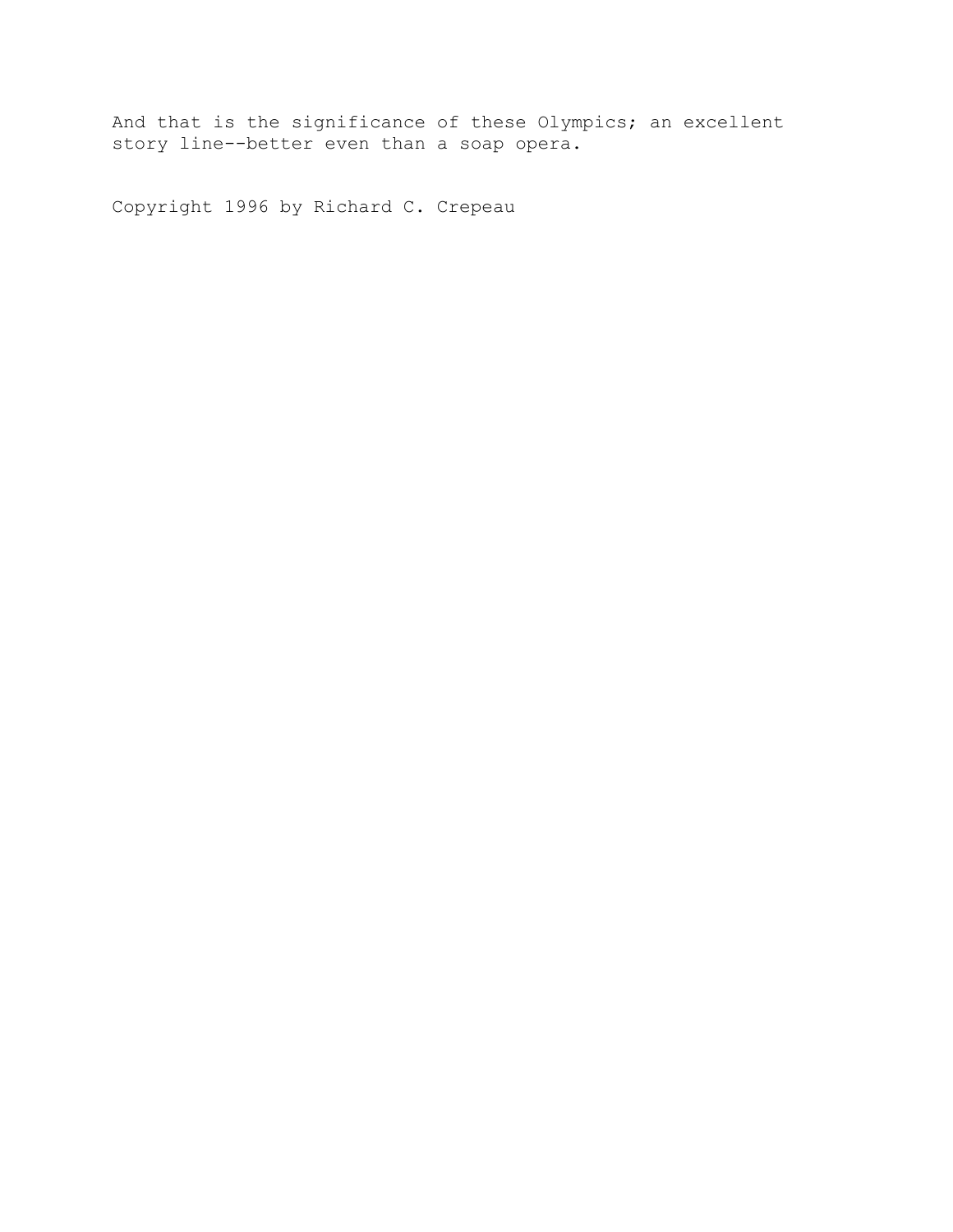And that is the significance of these Olympics; an excellent story line--better even than a soap opera.

Copyright 1996 by Richard C. Crepeau